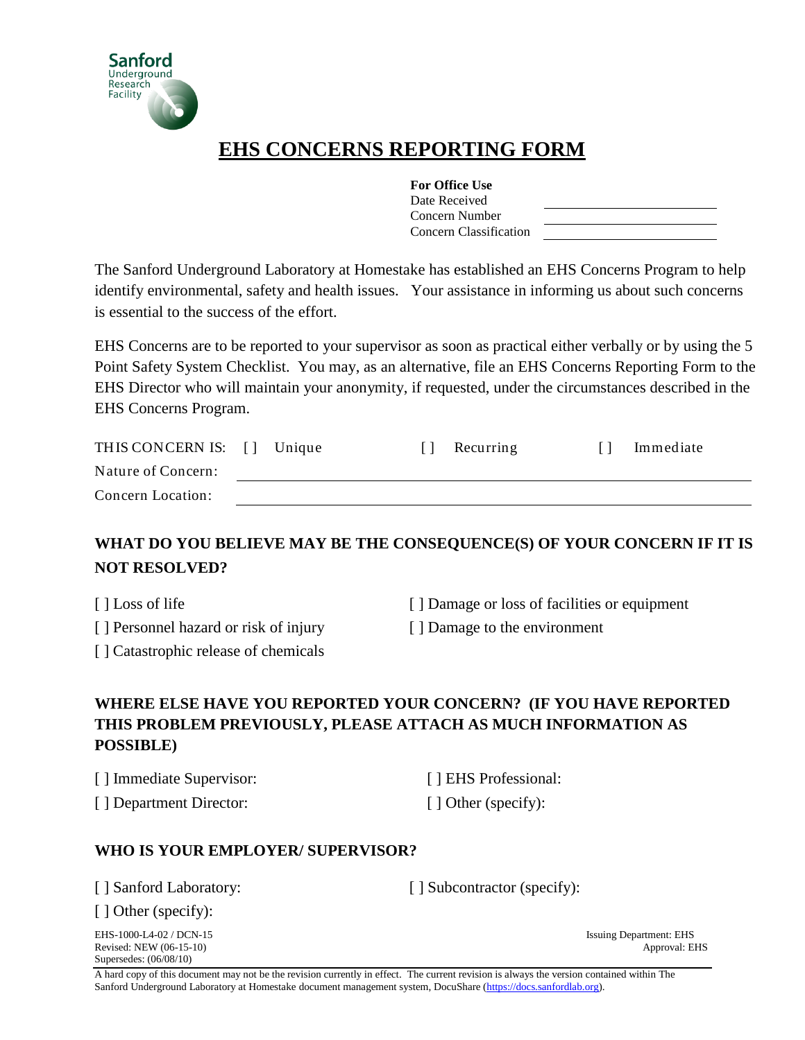Sanford Underground Research Facility

# EHS CONCERNS REPORTING FORM

**For Office Use**

Date Received ______________________

Concern Number ______________________

Concern Classification ______________________

The Sanford Underground Laboratory at Homestake has established an EHS Concerns Program to help identify environmental, safety and health issues. Your assistance in informing us about such concerns is essential to the success of the effort.

EHS Concerns are to be reported to your supervisor as soon as practical either verbally or by using the 5 Point Safety System Checklist. You may, as an alternative, file an EHS Concerns Reporting Form to the EHS Director who will maintain your anonymity, if requested, under the circumstances described in the EHS Concerns Program.

THIS CONCERN IS: [ ] Unique [ ] Recurring [ ] Immediate

Nature of Concern: ______________________________________________

Concern Location: ______________________________________________

## WHAT DO YOU BELIEVE MAY BE THE CONSEQUENCE(S) OF YOUR CONCERN IF IT IS NOT RESOLVED?

[ ] Loss of life

[ ] Personnel hazard or risk of injury

[ ] Catastrophic release of chemicals

[ ] Damage or loss of facilities or equipment

[ ] Damage to the environment

## WHERE ELSE HAVE YOU REPORTED YOUR CONCERN? (IF YOU HAVE REPORTED THIS PROBLEM PREVIOUSLY, PLEASE ATTACH AS MUCH INFORMATION AS POSSIBLE)

[ ] Immediate Supervisor:

[ ] Department Director:

[ ] EHS Professional:

[ ] Other (specify):

## WHO IS YOUR EMPLOYER/ SUPERVISOR?

[ ] Sanford Laboratory:

[ ] Subcontractor (specify):

[ ] Other (specify):

EHS-1000-L4-02 / DCN-15
Revised: NEW (06-15-10)
Supersedes: (06/08/10)

Issuing Department: EHS
Approval: EHS

A hard copy of this document may not be the revision currently in effect. The current revision is always the version contained within The Sanford Underground Laboratory at Homestake document management system, DocuShare (https://docs.sanfordlab.org).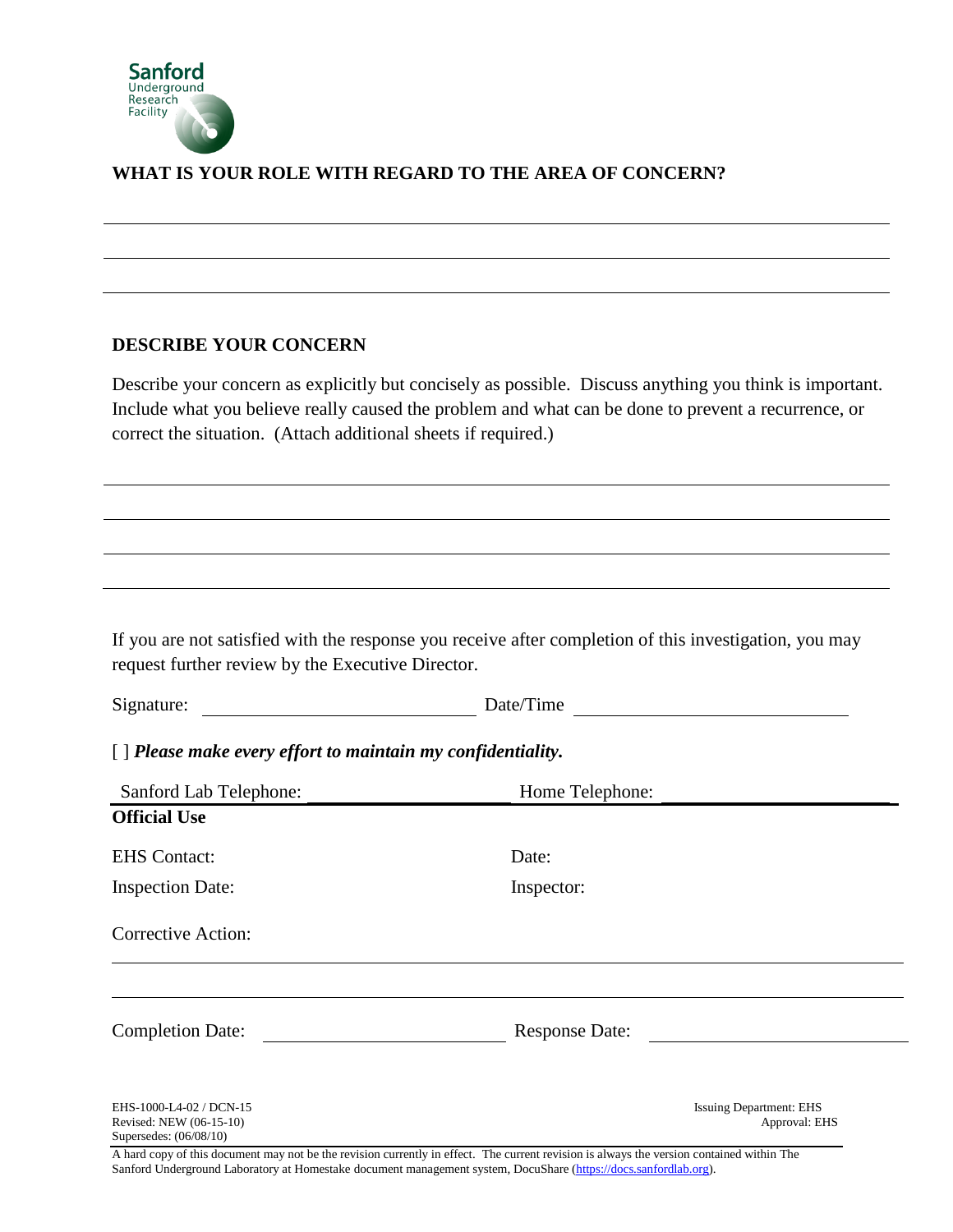## WHAT IS YOUR ROLE WITH REGARD TO THE AREA OF CONCERN?

\_\_\_\_\_\_\_\_\_\_\_\_\_\_\_\_\_\_\_\_\_\_\_\_\_\_\_\_\_\_\_\_\_\_\_\_\_\_\_\_\_\_\_\_\_\_\_\_\_\_\_\_\_\_\_\_\_\_\_\_\_\_\_\_\_\_\_\_\_\_\_\_\_\_\_\_\_\_

\_\_\_\_\_\_\_\_\_\_\_\_\_\_\_\_\_\_\_\_\_\_\_\_\_\_\_\_\_\_\_\_\_\_\_\_\_\_\_\_\_\_\_\_\_\_\_\_\_\_\_\_\_\_\_\_\_\_\_\_\_\_\_\_\_\_\_\_\_\_\_\_\_\_\_\_\_\_

\_\_\_\_\_\_\_\_\_\_\_\_\_\_\_\_\_\_\_\_\_\_\_\_\_\_\_\_\_\_\_\_\_\_\_\_\_\_\_\_\_\_\_\_\_\_\_\_\_\_\_\_\_\_\_\_\_\_\_\_\_\_\_\_\_\_\_\_\_\_\_\_\_\_\_\_\_\_

## DESCRIBE YOUR CONCERN

Describe your concern as explicitly but concisely as possible. Discuss anything you think is important. Include what you believe really caused the problem and what can be done to prevent a recurrence, or correct the situation. (Attach additional sheets if required.)

\_\_\_\_\_\_\_\_\_\_\_\_\_\_\_\_\_\_\_\_\_\_\_\_\_\_\_\_\_\_\_\_\_\_\_\_\_\_\_\_\_\_\_\_\_\_\_\_\_\_\_\_\_\_\_\_\_\_\_\_\_\_\_\_\_\_\_\_\_\_\_\_\_\_\_\_\_\_

\_\_\_\_\_\_\_\_\_\_\_\_\_\_\_\_\_\_\_\_\_\_\_\_\_\_\_\_\_\_\_\_\_\_\_\_\_\_\_\_\_\_\_\_\_\_\_\_\_\_\_\_\_\_\_\_\_\_\_\_\_\_\_\_\_\_\_\_\_\_\_\_\_\_\_\_\_\_

\_\_\_\_\_\_\_\_\_\_\_\_\_\_\_\_\_\_\_\_\_\_\_\_\_\_\_\_\_\_\_\_\_\_\_\_\_\_\_\_\_\_\_\_\_\_\_\_\_\_\_\_\_\_\_\_\_\_\_\_\_\_\_\_\_\_\_\_\_\_\_\_\_\_\_\_\_\_

\_\_\_\_\_\_\_\_\_\_\_\_\_\_\_\_\_\_\_\_\_\_\_\_\_\_\_\_\_\_\_\_\_\_\_\_\_\_\_\_\_\_\_\_\_\_\_\_\_\_\_\_\_\_\_\_\_\_\_\_\_\_\_\_\_\_\_\_\_\_\_\_\_\_\_\_\_\_

If you are not satisfied with the response you receive after completion of this investigation, you may request further review by the Executive Director.

Signature: \_\_\_\_\_\_\_\_\_\_\_\_\_\_\_\_\_\_\_\_\_\_\_\_\_\_\_\_ Date/Time \_\_\_\_\_\_\_\_\_\_\_\_\_\_\_\_\_\_\_\_\_\_\_\_\_\_\_\_

[ ] ***Please make every effort to maintain my confidentiality.***

Sanford Lab Telephone: \_\_\_\_\_\_\_\_\_\_\_\_\_\_\_\_\_\_\_\_ Home Telephone: \_\_\_\_\_\_\_\_\_\_\_\_\_\_\_\_\_\_\_\_\_\_\_\_

**Official Use**

EHS Contact: Date:

Inspection Date: Inspector:

Corrective Action:

\_\_\_\_\_\_\_\_\_\_\_\_\_\_\_\_\_\_\_\_\_\_\_\_\_\_\_\_\_\_\_\_\_\_\_\_\_\_\_\_\_\_\_\_\_\_\_\_\_\_\_\_\_\_\_\_\_\_\_\_\_\_\_\_\_\_\_\_\_\_\_\_\_\_\_\_\_\_

\_\_\_\_\_\_\_\_\_\_\_\_\_\_\_\_\_\_\_\_\_\_\_\_\_\_\_\_\_\_\_\_\_\_\_\_\_\_\_\_\_\_\_\_\_\_\_\_\_\_\_\_\_\_\_\_\_\_\_\_\_\_\_\_\_\_\_\_\_\_\_\_\_\_\_\_\_\_

Completion Date: \_\_\_\_\_\_\_\_\_\_\_\_\_\_\_\_\_\_\_\_\_\_\_\_\_\_ Response Date: \_\_\_\_\_\_\_\_\_\_\_\_\_\_\_\_\_\_\_\_\_\_\_\_\_\_

EHS-1000-L4-02 / DCN-15
Revised: NEW (06-15-10)
Supersedes: (06/08/10)

Issuing Department: EHS
Approval: EHS

A hard copy of this document may not be the revision currently in effect. The current revision is always the version contained within The Sanford Underground Laboratory at Homestake document management system, DocuShare (https://docs.sanfordlab.org).